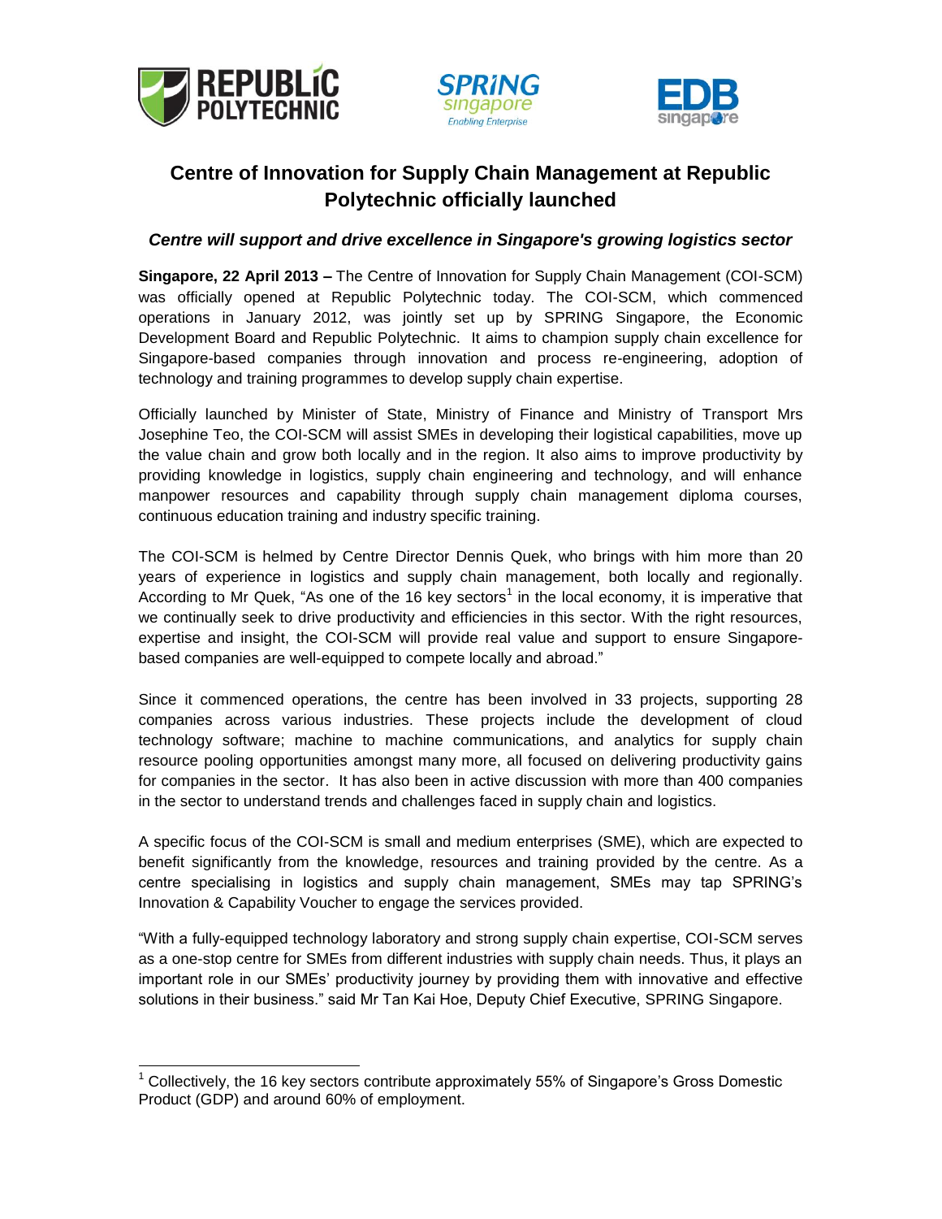# Centre of Innovation for Supply Chain Management at Republic Polytechnic officially launched

***Centre will support and drive excellence in Singapore's growing logistics sector***

**Singapore, 22 April 2013 –** The Centre of Innovation for Supply Chain Management (COI-SCM) was officially opened at Republic Polytechnic today. The COI-SCM, which commenced operations in January 2012, was jointly set up by SPRING Singapore, the Economic Development Board and Republic Polytechnic. It aims to champion supply chain excellence for Singapore-based companies through innovation and process re-engineering, adoption of technology and training programmes to develop supply chain expertise.

Officially launched by Minister of State, Ministry of Finance and Ministry of Transport Mrs Josephine Teo, the COI-SCM will assist SMEs in developing their logistical capabilities, move up the value chain and grow both locally and in the region. It also aims to improve productivity by providing knowledge in logistics, supply chain engineering and technology, and will enhance manpower resources and capability through supply chain management diploma courses, continuous education training and industry specific training.

The COI-SCM is helmed by Centre Director Dennis Quek, who brings with him more than 20 years of experience in logistics and supply chain management, both locally and regionally. According to Mr Quek, "As one of the 16 key sectors[1] in the local economy, it is imperative that we continually seek to drive productivity and efficiencies in this sector. With the right resources, expertise and insight, the COI-SCM will provide real value and support to ensure Singapore-based companies are well-equipped to compete locally and abroad."

Since it commenced operations, the centre has been involved in 33 projects, supporting 28 companies across various industries. These projects include the development of cloud technology software; machine to machine communications, and analytics for supply chain resource pooling opportunities amongst many more, all focused on delivering productivity gains for companies in the sector. It has also been in active discussion with more than 400 companies in the sector to understand trends and challenges faced in supply chain and logistics.

A specific focus of the COI-SCM is small and medium enterprises (SME), which are expected to benefit significantly from the knowledge, resources and training provided by the centre. As a centre specialising in logistics and supply chain management, SMEs may tap SPRING's Innovation & Capability Voucher to engage the services provided.

"With a fully-equipped technology laboratory and strong supply chain expertise, COI-SCM serves as a one-stop centre for SMEs from different industries with supply chain needs. Thus, it plays an important role in our SMEs' productivity journey by providing them with innovative and effective solutions in their business." said Mr Tan Kai Hoe, Deputy Chief Executive, SPRING Singapore.

---

[1] Collectively, the 16 key sectors contribute approximately 55% of Singapore's Gross Domestic Product (GDP) and around 60% of employment.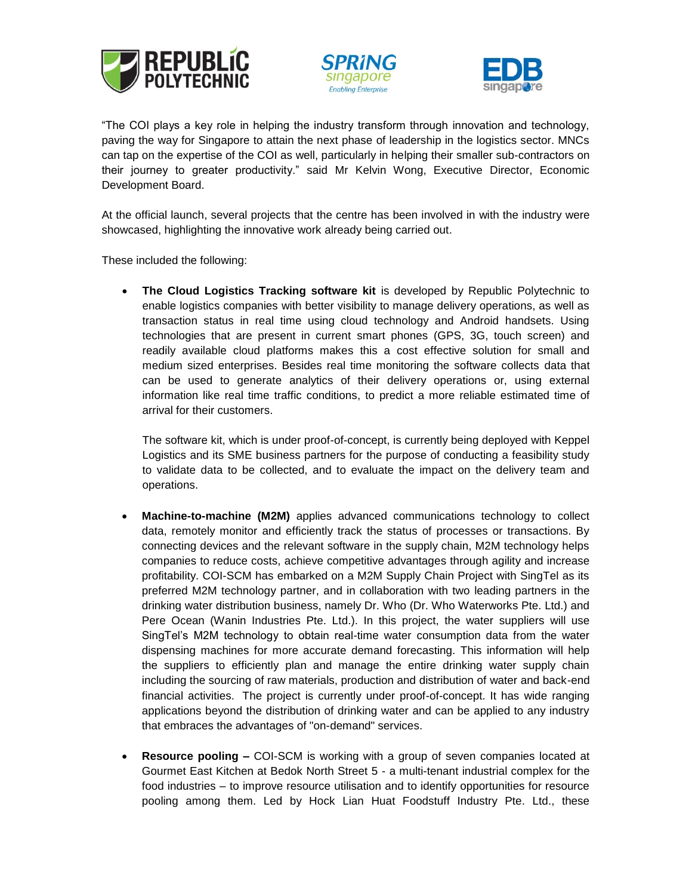"The COI plays a key role in helping the industry transform through innovation and technology, paving the way for Singapore to attain the next phase of leadership in the logistics sector. MNCs can tap on the expertise of the COI as well, particularly in helping their smaller sub-contractors on their journey to greater productivity." said Mr Kelvin Wong, Executive Director, Economic Development Board.

At the official launch, several projects that the centre has been involved in with the industry were showcased, highlighting the innovative work already being carried out.

These included the following:

- **The Cloud Logistics Tracking software kit** is developed by Republic Polytechnic to enable logistics companies with better visibility to manage delivery operations, as well as transaction status in real time using cloud technology and Android handsets. Using technologies that are present in current smart phones (GPS, 3G, touch screen) and readily available cloud platforms makes this a cost effective solution for small and medium sized enterprises. Besides real time monitoring the software collects data that can be used to generate analytics of their delivery operations or, using external information like real time traffic conditions, to predict a more reliable estimated time of arrival for their customers.

  The software kit, which is under proof-of-concept, is currently being deployed with Keppel Logistics and its SME business partners for the purpose of conducting a feasibility study to validate data to be collected, and to evaluate the impact on the delivery team and operations.

- **Machine-to-machine (M2M)** applies advanced communications technology to collect data, remotely monitor and efficiently track the status of processes or transactions. By connecting devices and the relevant software in the supply chain, M2M technology helps companies to reduce costs, achieve competitive advantages through agility and increase profitability. COI-SCM has embarked on a M2M Supply Chain Project with SingTel as its preferred M2M technology partner, and in collaboration with two leading partners in the drinking water distribution business, namely Dr. Who (Dr. Who Waterworks Pte. Ltd.) and Pere Ocean (Wanin Industries Pte. Ltd.). In this project, the water suppliers will use SingTel's M2M technology to obtain real-time water consumption data from the water dispensing machines for more accurate demand forecasting. This information will help the suppliers to efficiently plan and manage the entire drinking water supply chain including the sourcing of raw materials, production and distribution of water and back-end financial activities. The project is currently under proof-of-concept. It has wide ranging applications beyond the distribution of drinking water and can be applied to any industry that embraces the advantages of "on-demand" services.

- **Resource pooling –** COI-SCM is working with a group of seven companies located at Gourmet East Kitchen at Bedok North Street 5 - a multi-tenant industrial complex for the food industries – to improve resource utilisation and to identify opportunities for resource pooling among them. Led by Hock Lian Huat Foodstuff Industry Pte. Ltd., these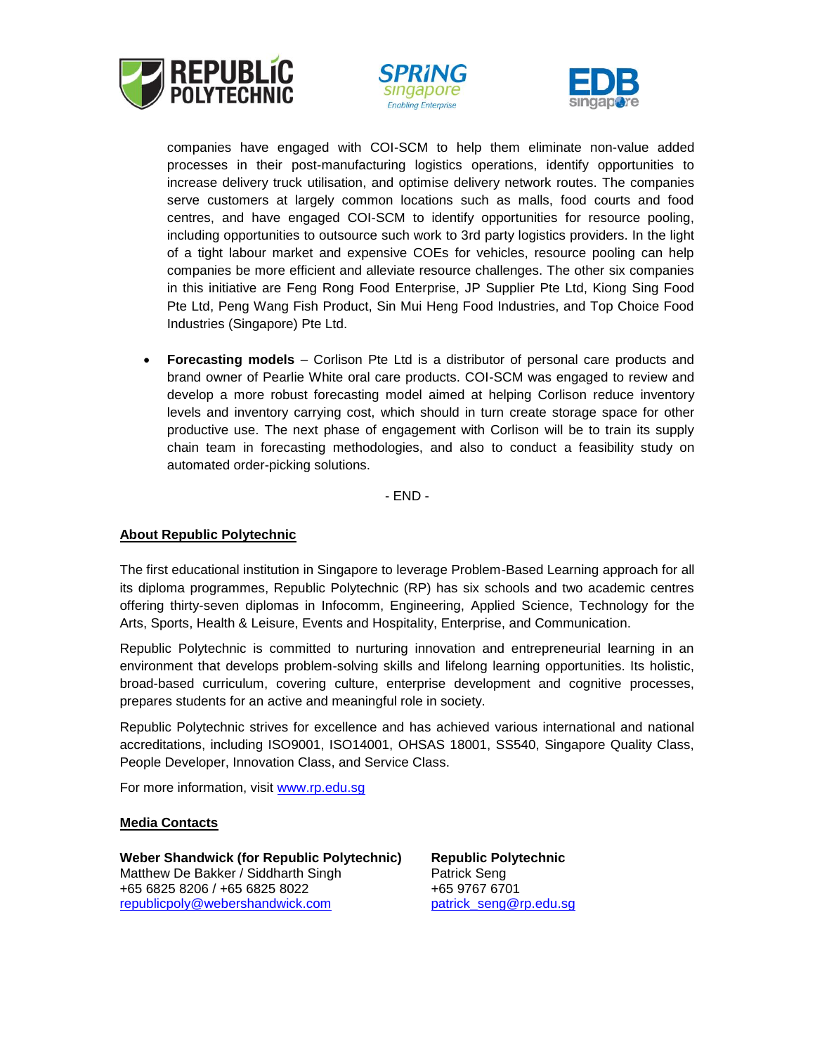companies have engaged with COI-SCM to help them eliminate non-value added processes in their post-manufacturing logistics operations, identify opportunities to increase delivery truck utilisation, and optimise delivery network routes. The companies serve customers at largely common locations such as malls, food courts and food centres, and have engaged COI-SCM to identify opportunities for resource pooling, including opportunities to outsource such work to 3rd party logistics providers. In the light of a tight labour market and expensive COEs for vehicles, resource pooling can help companies be more efficient and alleviate resource challenges. The other six companies in this initiative are Feng Rong Food Enterprise, JP Supplier Pte Ltd, Kiong Sing Food Pte Ltd, Peng Wang Fish Product, Sin Mui Heng Food Industries, and Top Choice Food Industries (Singapore) Pte Ltd.

- **Forecasting models** – Corlison Pte Ltd is a distributor of personal care products and brand owner of Pearlie White oral care products. COI-SCM was engaged to review and develop a more robust forecasting model aimed at helping Corlison reduce inventory levels and inventory carrying cost, which should in turn create storage space for other productive use. The next phase of engagement with Corlison will be to train its supply chain team in forecasting methodologies, and also to conduct a feasibility study on automated order-picking solutions.

- END -

## About Republic Polytechnic

The first educational institution in Singapore to leverage Problem-Based Learning approach for all its diploma programmes, Republic Polytechnic (RP) has six schools and two academic centres offering thirty-seven diplomas in Infocomm, Engineering, Applied Science, Technology for the Arts, Sports, Health & Leisure, Events and Hospitality, Enterprise, and Communication.

Republic Polytechnic is committed to nurturing innovation and entrepreneurial learning in an environment that develops problem-solving skills and lifelong learning opportunities. Its holistic, broad-based curriculum, covering culture, enterprise development and cognitive processes, prepares students for an active and meaningful role in society.

Republic Polytechnic strives for excellence and has achieved various international and national accreditations, including ISO9001, ISO14001, OHSAS 18001, SS540, Singapore Quality Class, People Developer, Innovation Class, and Service Class.

For more information, visit www.rp.edu.sg

## Media Contacts

**Weber Shandwick (for Republic Polytechnic)**
Matthew De Bakker / Siddharth Singh
+65 6825 8206 / +65 6825 8022
republicpoly@webershandwick.com

**Republic Polytechnic**
Patrick Seng
+65 9767 6701
patrick_seng@rp.edu.sg